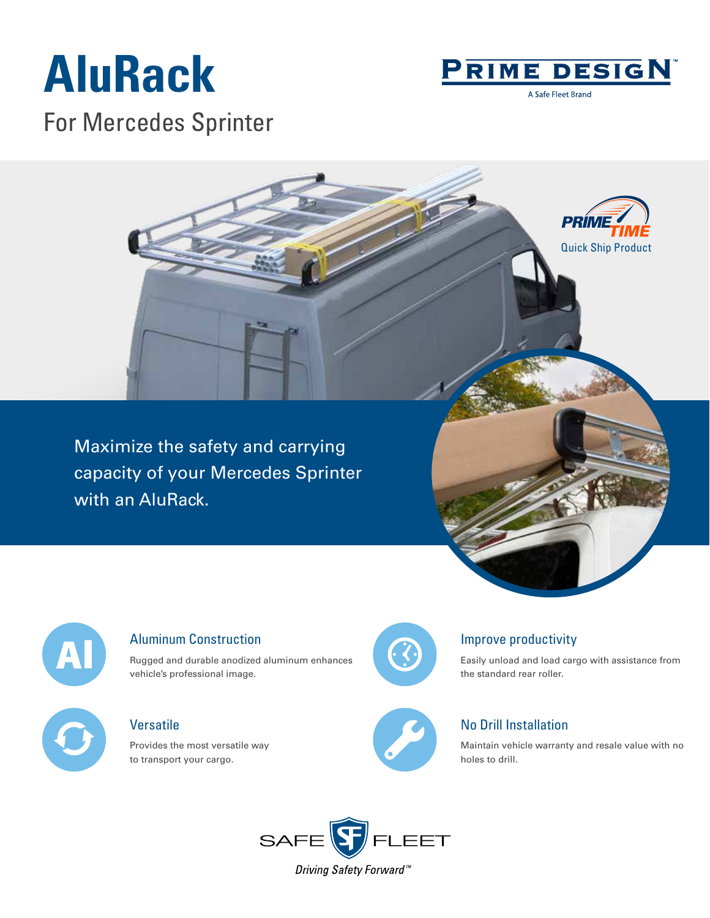# AluRack

## For Mercedes Sprinter

PRIME DESIGN™

A Safe Fleet Brand

PRIME TIME

Quick Ship Product

Maximize the safety and carrying capacity of your Mercedes Sprinter with an AluRack.

### Aluminum Construction

Rugged and durable anodized aluminum enhances vehicle's professional image.

### Improve productivity

Easily unload and load cargo with assistance from the standard rear roller.

### Versatile

Provides the most versatile way to transport your cargo.

### No Drill Installation

Maintain vehicle warranty and resale value with no holes to drill.

SAFE FLEET

*Driving Safety Forward™*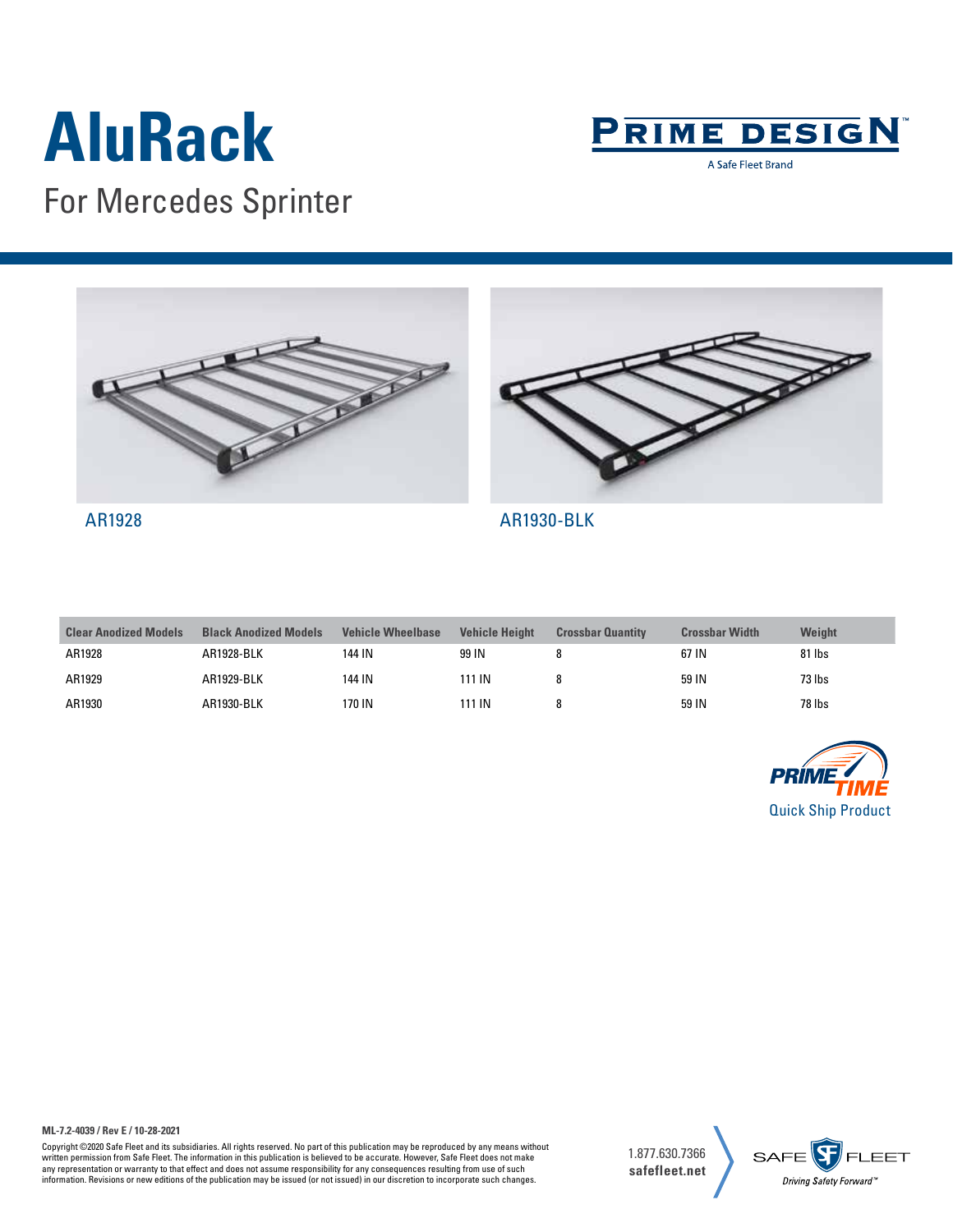# AluRack

## For Mercedes Sprinter

PRIME DESIGN™
A Safe Fleet Brand

AR1928

AR1930-BLK

| Clear Anodized Models | Black Anodized Models | Vehicle Wheelbase | Vehicle Height | Crossbar Quantity | Crossbar Width | Weight |
|---|---|---|---|---|---|---|
| AR1928 | AR1928-BLK | 144 IN | 99 IN | 8 | 67 IN | 81 lbs |
| AR1929 | AR1929-BLK | 144 IN | 111 IN | 8 | 59 IN | 73 lbs |
| AR1930 | AR1930-BLK | 170 IN | 111 IN | 8 | 59 IN | 78 lbs |

PRIME TIME
Quick Ship Product

**ML-7.2-4039 / Rev E / 10-28-2021**

Copyright ©2020 Safe Fleet and its subsidiaries. All rights reserved. No part of this publication may be reproduced by any means without written permission from Safe Fleet. The information in this publication is believed to be accurate. However, Safe Fleet does not make any representation or warranty to that effect and does not assume responsibility for any consequences resulting from use of such information. Revisions or new editions of the publication may be issued (or not issued) in our discretion to incorporate such changes.

1.877.630.7366
**safefleet.net**

SAFE FLEET
*Driving Safety Forward™*